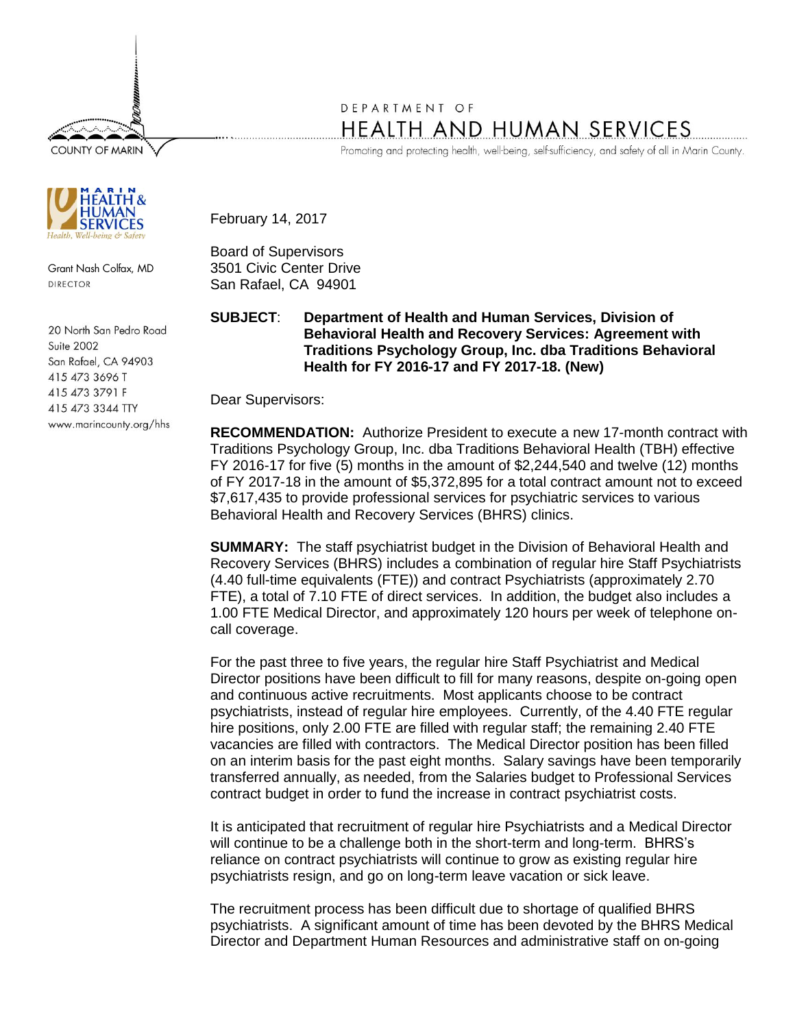COUNTY OF MARIN

DEPARTMENT OF
HEALTH AND HUMAN SERVICES
Promoting and protecting health, well-being, self-sufficiency, and safety of all in Marin County.

MARIN HEALTH & HUMAN SERVICES
*Health, Well-being & Safety*

Grant Nash Colfax, MD
DIRECTOR

20 North San Pedro Road
Suite 2002
San Rafael, CA 94903
415 473 3696 T
415 473 3791 F
415 473 3344 TTY
www.marincounty.org/hhs

February 14, 2017

Board of Supervisors
3501 Civic Center Drive
San Rafael, CA 94901

**SUBJECT**: **Department of Health and Human Services, Division of Behavioral Health and Recovery Services: Agreement with Traditions Psychology Group, Inc. dba Traditions Behavioral Health for FY 2016-17 and FY 2017-18. (New)**

Dear Supervisors:

**RECOMMENDATION:** Authorize President to execute a new 17-month contract with Traditions Psychology Group, Inc. dba Traditions Behavioral Health (TBH) effective FY 2016-17 for five (5) months in the amount of $2,244,540 and twelve (12) months of FY 2017-18 in the amount of $5,372,895 for a total contract amount not to exceed $7,617,435 to provide professional services for psychiatric services to various Behavioral Health and Recovery Services (BHRS) clinics.

**SUMMARY:** The staff psychiatrist budget in the Division of Behavioral Health and Recovery Services (BHRS) includes a combination of regular hire Staff Psychiatrists (4.40 full-time equivalents (FTE)) and contract Psychiatrists (approximately 2.70 FTE), a total of 7.10 FTE of direct services. In addition, the budget also includes a 1.00 FTE Medical Director, and approximately 120 hours per week of telephone on-call coverage.

For the past three to five years, the regular hire Staff Psychiatrist and Medical Director positions have been difficult to fill for many reasons, despite on-going open and continuous active recruitments. Most applicants choose to be contract psychiatrists, instead of regular hire employees. Currently, of the 4.40 FTE regular hire positions, only 2.00 FTE are filled with regular staff; the remaining 2.40 FTE vacancies are filled with contractors. The Medical Director position has been filled on an interim basis for the past eight months. Salary savings have been temporarily transferred annually, as needed, from the Salaries budget to Professional Services contract budget in order to fund the increase in contract psychiatrist costs.

It is anticipated that recruitment of regular hire Psychiatrists and a Medical Director will continue to be a challenge both in the short-term and long-term. BHRS's reliance on contract psychiatrists will continue to grow as existing regular hire psychiatrists resign, and go on long-term leave vacation or sick leave.

The recruitment process has been difficult due to shortage of qualified BHRS psychiatrists. A significant amount of time has been devoted by the BHRS Medical Director and Department Human Resources and administrative staff on on-going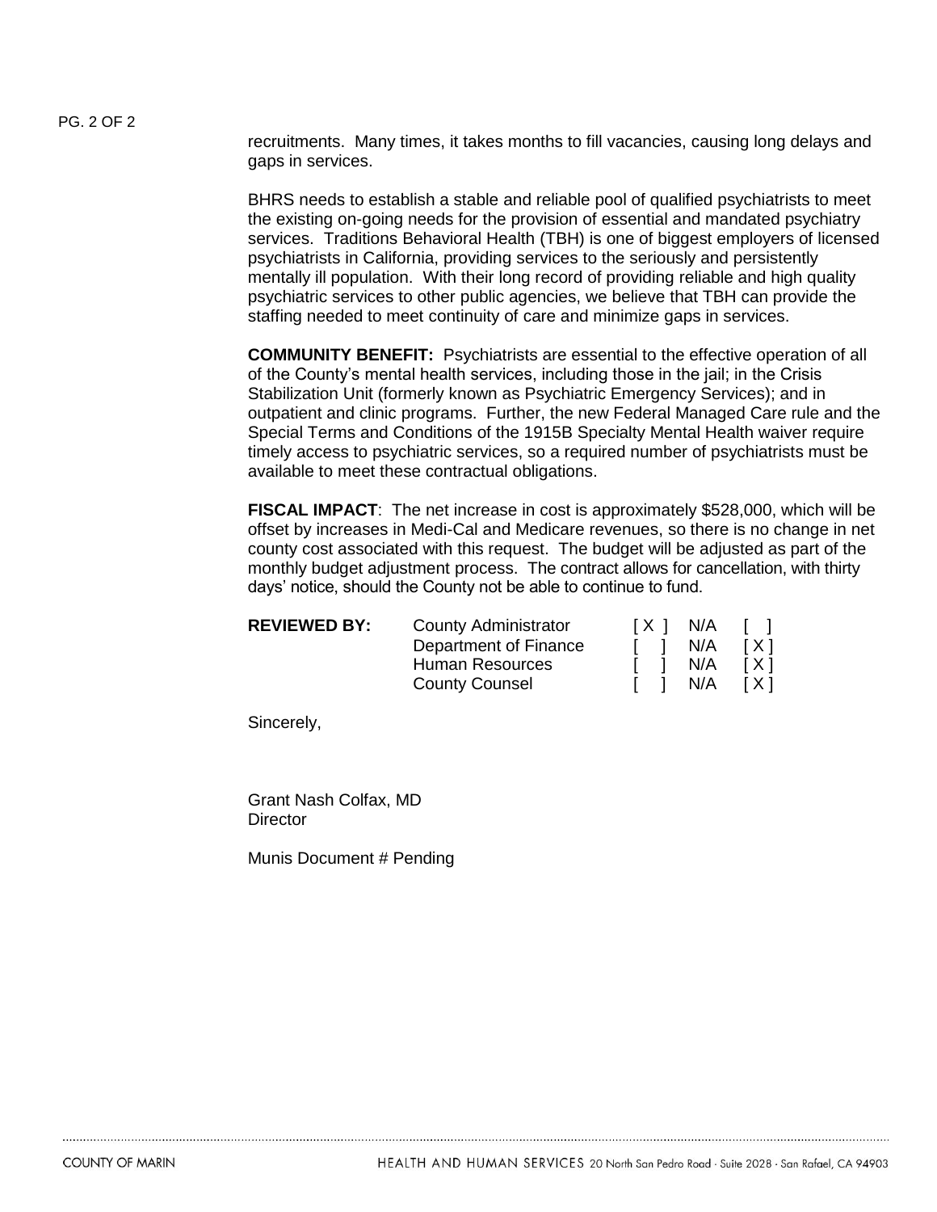recruitments. Many times, it takes months to fill vacancies, causing long delays and gaps in services.

BHRS needs to establish a stable and reliable pool of qualified psychiatrists to meet the existing on-going needs for the provision of essential and mandated psychiatry services. Traditions Behavioral Health (TBH) is one of biggest employers of licensed psychiatrists in California, providing services to the seriously and persistently mentally ill population. With their long record of providing reliable and high quality psychiatric services to other public agencies, we believe that TBH can provide the staffing needed to meet continuity of care and minimize gaps in services.

**COMMUNITY BENEFIT:** Psychiatrists are essential to the effective operation of all of the County's mental health services, including those in the jail; in the Crisis Stabilization Unit (formerly known as Psychiatric Emergency Services); and in outpatient and clinic programs. Further, the new Federal Managed Care rule and the Special Terms and Conditions of the 1915B Specialty Mental Health waiver require timely access to psychiatric services, so a required number of psychiatrists must be available to meet these contractual obligations.

**FISCAL IMPACT**: The net increase in cost is approximately $528,000, which will be offset by increases in Medi-Cal and Medicare revenues, so there is no change in net county cost associated with this request. The budget will be adjusted as part of the monthly budget adjustment process. The contract allows for cancellation, with thirty days' notice, should the County not be able to continue to fund.

| | | | | |
|---|---|---|---|---|
| **REVIEWED BY:** | County Administrator | [ X ] | N/A | [ ] |
| | Department of Finance | [ ] | N/A | [ X ] |
| | Human Resources | [ ] | N/A | [ X ] |
| | County Counsel | [ ] | N/A | [ X ] |

Sincerely,

Grant Nash Colfax, MD
Director

Munis Document # Pending